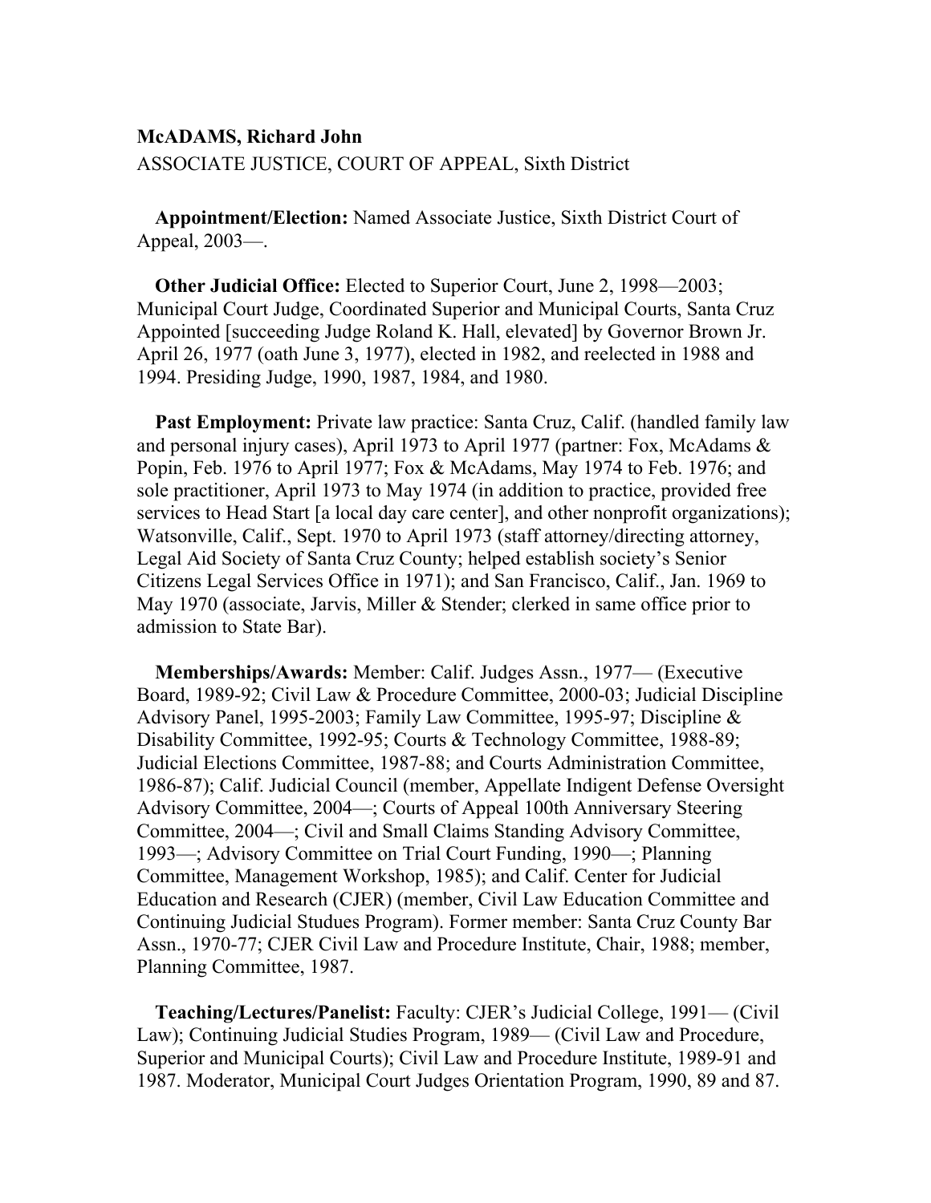**McADAMS, Richard John**

ASSOCIATE JUSTICE, COURT OF APPEAL, Sixth District

**Appointment/Election:** Named Associate Justice, Sixth District Court of Appeal, 2003—.

**Other Judicial Office:** Elected to Superior Court, June 2, 1998—2003; Municipal Court Judge, Coordinated Superior and Municipal Courts, Santa Cruz Appointed [succeeding Judge Roland K. Hall, elevated] by Governor Brown Jr. April 26, 1977 (oath June 3, 1977), elected in 1982, and reelected in 1988 and 1994. Presiding Judge, 1990, 1987, 1984, and 1980.

**Past Employment:** Private law practice: Santa Cruz, Calif. (handled family law and personal injury cases), April 1973 to April 1977 (partner: Fox, McAdams & Popin, Feb. 1976 to April 1977; Fox & McAdams, May 1974 to Feb. 1976; and sole practitioner, April 1973 to May 1974 (in addition to practice, provided free services to Head Start [a local day care center], and other nonprofit organizations); Watsonville, Calif., Sept. 1970 to April 1973 (staff attorney/directing attorney, Legal Aid Society of Santa Cruz County; helped establish society's Senior Citizens Legal Services Office in 1971); and San Francisco, Calif., Jan. 1969 to May 1970 (associate, Jarvis, Miller & Stender; clerked in same office prior to admission to State Bar).

**Memberships/Awards:** Member: Calif. Judges Assn., 1977— (Executive Board, 1989-92; Civil Law & Procedure Committee, 2000-03; Judicial Discipline Advisory Panel, 1995-2003; Family Law Committee, 1995-97; Discipline & Disability Committee, 1992-95; Courts & Technology Committee, 1988-89; Judicial Elections Committee, 1987-88; and Courts Administration Committee, 1986-87); Calif. Judicial Council (member, Appellate Indigent Defense Oversight Advisory Committee, 2004—; Courts of Appeal 100th Anniversary Steering Committee, 2004—; Civil and Small Claims Standing Advisory Committee, 1993—; Advisory Committee on Trial Court Funding, 1990—; Planning Committee, Management Workshop, 1985); and Calif. Center for Judicial Education and Research (CJER) (member, Civil Law Education Committee and Continuing Judicial Studues Program). Former member: Santa Cruz County Bar Assn., 1970-77; CJER Civil Law and Procedure Institute, Chair, 1988; member, Planning Committee, 1987.

**Teaching/Lectures/Panelist:** Faculty: CJER's Judicial College, 1991— (Civil Law); Continuing Judicial Studies Program, 1989— (Civil Law and Procedure, Superior and Municipal Courts); Civil Law and Procedure Institute, 1989-91 and 1987. Moderator, Municipal Court Judges Orientation Program, 1990, 89 and 87.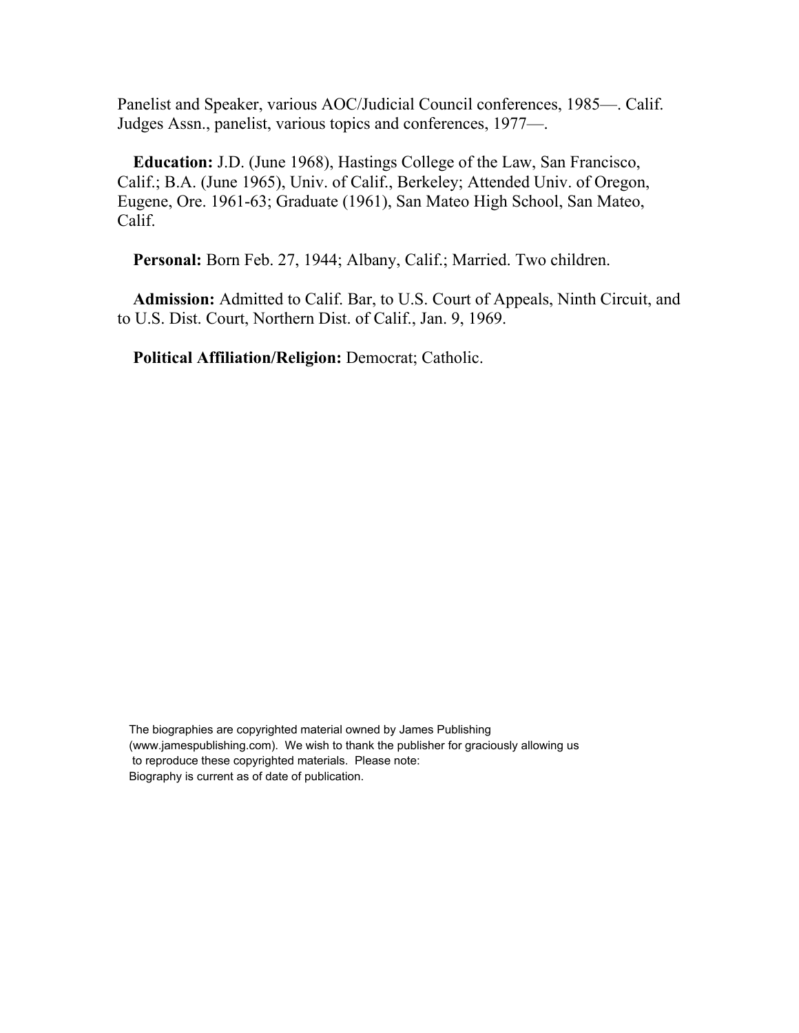Panelist and Speaker, various AOC/Judicial Council conferences, 1985—. Calif. Judges Assn., panelist, various topics and conferences, 1977—.

**Education:** J.D. (June 1968), Hastings College of the Law, San Francisco, Calif.; B.A. (June 1965), Univ. of Calif., Berkeley; Attended Univ. of Oregon, Eugene, Ore. 1961-63; Graduate (1961), San Mateo High School, San Mateo, Calif.

**Personal:** Born Feb. 27, 1944; Albany, Calif.; Married. Two children.

**Admission:** Admitted to Calif. Bar, to U.S. Court of Appeals, Ninth Circuit, and to U.S. Dist. Court, Northern Dist. of Calif., Jan. 9, 1969.

**Political Affiliation/Religion:** Democrat; Catholic.

The biographies are copyrighted material owned by James Publishing (www.jamespublishing.com). We wish to thank the publisher for graciously allowing us to reproduce these copyrighted materials. Please note: Biography is current as of date of publication.